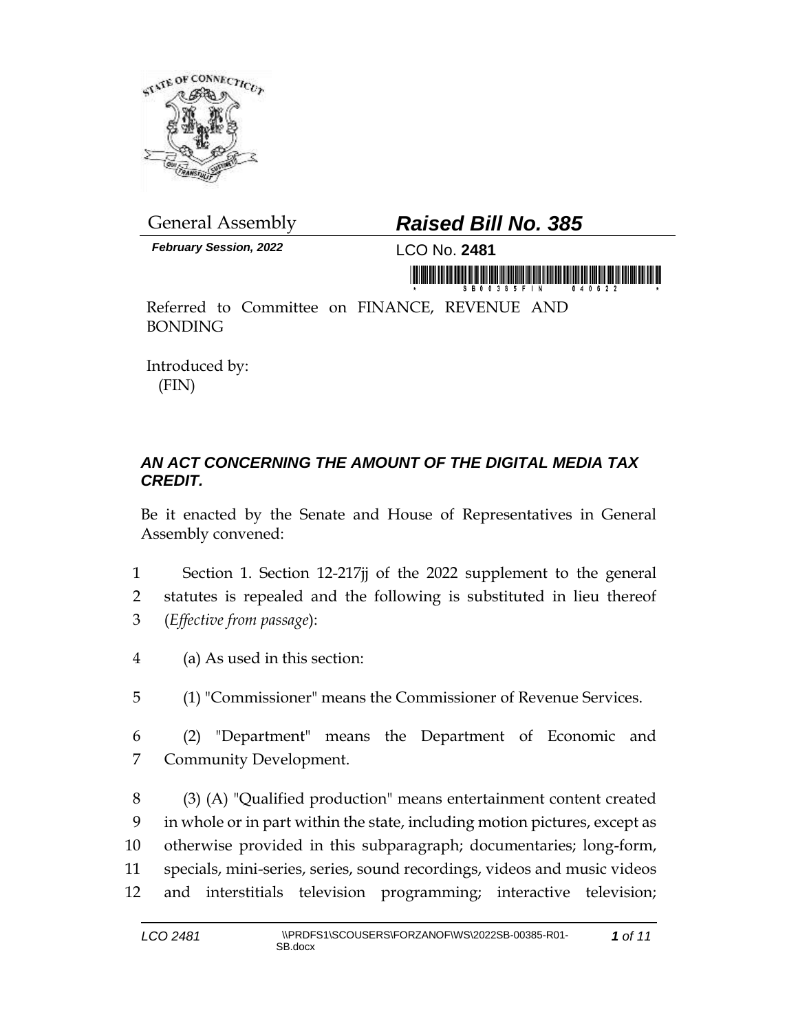General Assembly

# *Raised Bill No. 385*

***February Session, 2022***

LCO No. **2481**

Referred to Committee on FINANCE, REVENUE AND BONDING

Introduced by:
(FIN)

## *AN ACT CONCERNING THE AMOUNT OF THE DIGITAL MEDIA TAX CREDIT.*

Be it enacted by the Senate and House of Representatives in General Assembly convened:

1 Section 1. Section 12-217jj of the 2022 supplement to the general
2 statutes is repealed and the following is substituted in lieu thereof
3 (*Effective from passage*):

4 (a) As used in this section:

5 (1) "Commissioner" means the Commissioner of Revenue Services.

6 (2) "Department" means the Department of Economic and
7 Community Development.

8 (3) (A) "Qualified production" means entertainment content created
9 in whole or in part within the state, including motion pictures, except as
10 otherwise provided in this subparagraph; documentaries; long-form,
11 specials, mini-series, series, sound recordings, videos and music videos
12 and interstitials television programming; interactive television;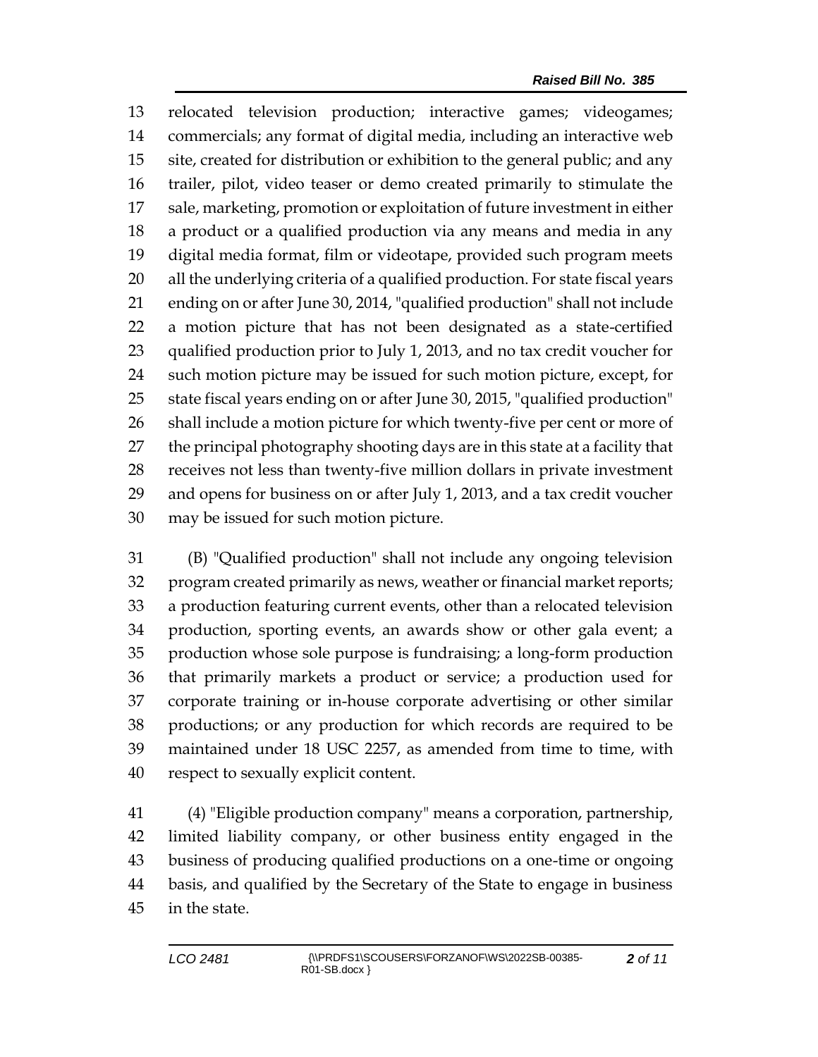relocated television production; interactive games; videogames; commercials; any format of digital media, including an interactive web site, created for distribution or exhibition to the general public; and any trailer, pilot, video teaser or demo created primarily to stimulate the sale, marketing, promotion or exploitation of future investment in either a product or a qualified production via any means and media in any digital media format, film or videotape, provided such program meets all the underlying criteria of a qualified production. For state fiscal years ending on or after June 30, 2014, "qualified production" shall not include a motion picture that has not been designated as a state-certified qualified production prior to July 1, 2013, and no tax credit voucher for such motion picture may be issued for such motion picture, except, for state fiscal years ending on or after June 30, 2015, "qualified production" shall include a motion picture for which twenty-five per cent or more of the principal photography shooting days are in this state at a facility that receives not less than twenty-five million dollars in private investment and opens for business on or after July 1, 2013, and a tax credit voucher may be issued for such motion picture.

(B) "Qualified production" shall not include any ongoing television program created primarily as news, weather or financial market reports; a production featuring current events, other than a relocated television production, sporting events, an awards show or other gala event; a production whose sole purpose is fundraising; a long-form production that primarily markets a product or service; a production used for corporate training or in-house corporate advertising or other similar productions; or any production for which records are required to be maintained under 18 USC 2257, as amended from time to time, with respect to sexually explicit content.

(4) "Eligible production company" means a corporation, partnership, limited liability company, or other business entity engaged in the business of producing qualified productions on a one-time or ongoing basis, and qualified by the Secretary of the State to engage in business in the state.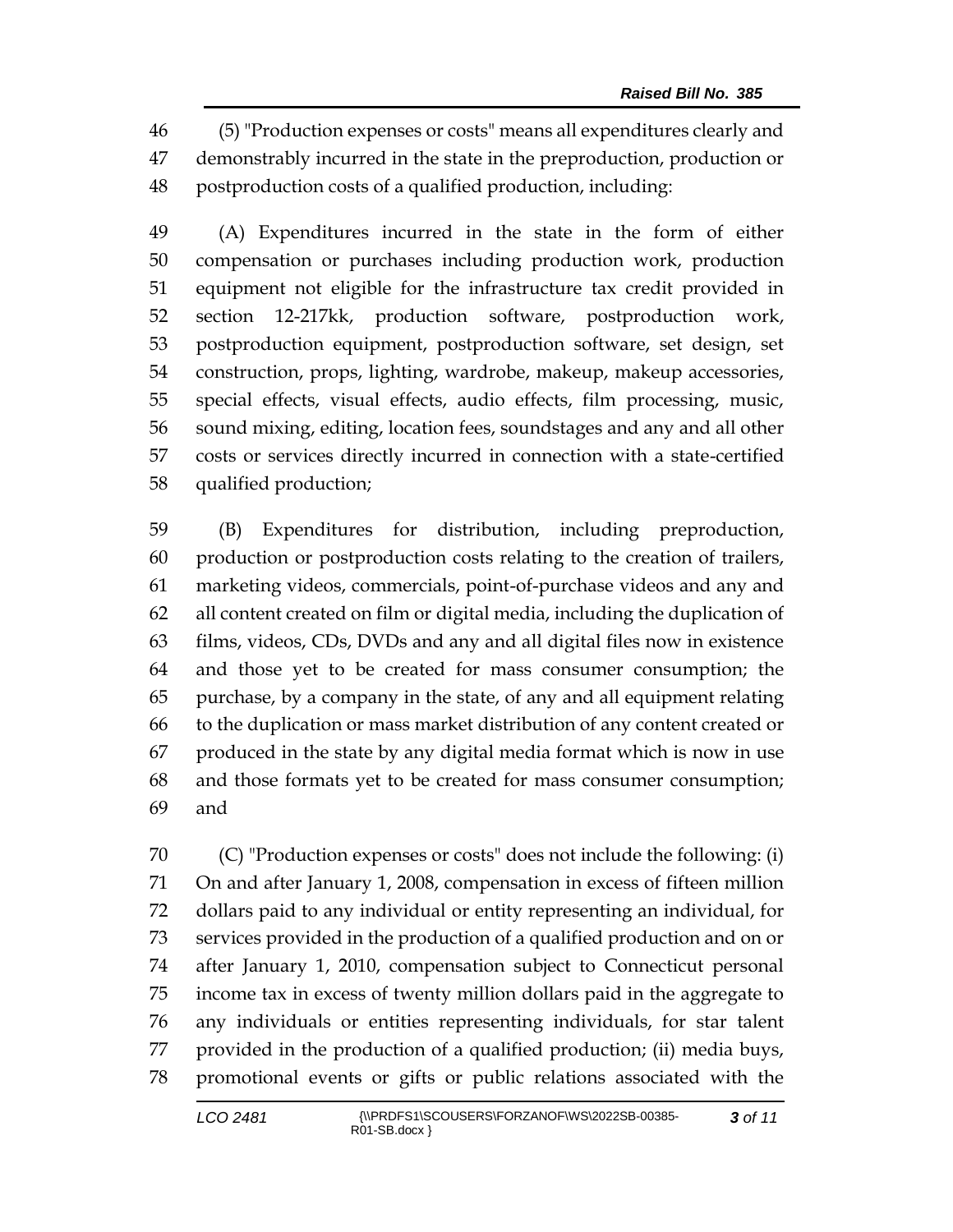(5) "Production expenses or costs" means all expenditures clearly and demonstrably incurred in the state in the preproduction, production or postproduction costs of a qualified production, including:

(A) Expenditures incurred in the state in the form of either compensation or purchases including production work, production equipment not eligible for the infrastructure tax credit provided in section 12-217kk, production software, postproduction work, postproduction equipment, postproduction software, set design, set construction, props, lighting, wardrobe, makeup, makeup accessories, special effects, visual effects, audio effects, film processing, music, sound mixing, editing, location fees, soundstages and any and all other costs or services directly incurred in connection with a state-certified qualified production;

(B) Expenditures for distribution, including preproduction, production or postproduction costs relating to the creation of trailers, marketing videos, commercials, point-of-purchase videos and any and all content created on film or digital media, including the duplication of films, videos, CDs, DVDs and any and all digital files now in existence and those yet to be created for mass consumer consumption; the purchase, by a company in the state, of any and all equipment relating to the duplication or mass market distribution of any content created or produced in the state by any digital media format which is now in use and those formats yet to be created for mass consumer consumption; and

(C) "Production expenses or costs" does not include the following: (i) On and after January 1, 2008, compensation in excess of fifteen million dollars paid to any individual or entity representing an individual, for services provided in the production of a qualified production and on or after January 1, 2010, compensation subject to Connecticut personal income tax in excess of twenty million dollars paid in the aggregate to any individuals or entities representing individuals, for star talent provided in the production of a qualified production; (ii) media buys, promotional events or gifts or public relations associated with the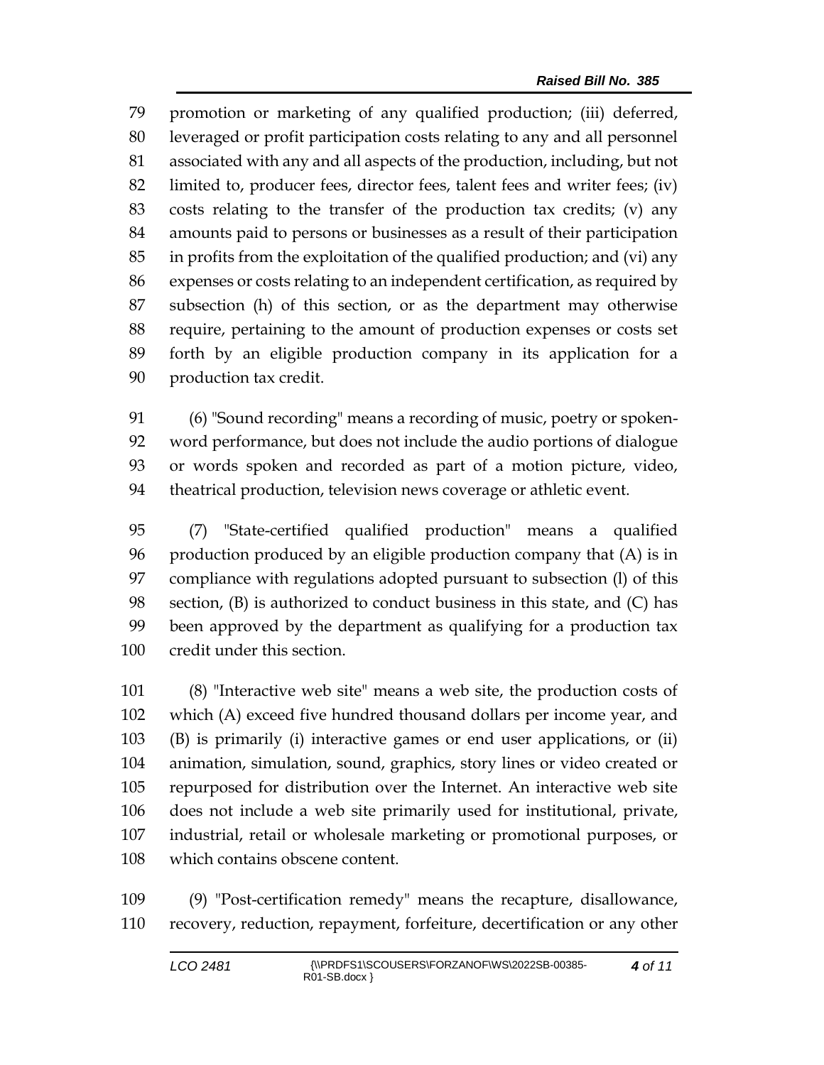promotion or marketing of any qualified production; (iii) deferred, leveraged or profit participation costs relating to any and all personnel associated with any and all aspects of the production, including, but not limited to, producer fees, director fees, talent fees and writer fees; (iv) costs relating to the transfer of the production tax credits; (v) any amounts paid to persons or businesses as a result of their participation in profits from the exploitation of the qualified production; and (vi) any expenses or costs relating to an independent certification, as required by subsection (h) of this section, or as the department may otherwise require, pertaining to the amount of production expenses or costs set forth by an eligible production company in its application for a production tax credit.

(6) "Sound recording" means a recording of music, poetry or spoken-word performance, but does not include the audio portions of dialogue or words spoken and recorded as part of a motion picture, video, theatrical production, television news coverage or athletic event.

(7) "State-certified qualified production" means a qualified production produced by an eligible production company that (A) is in compliance with regulations adopted pursuant to subsection (l) of this section, (B) is authorized to conduct business in this state, and (C) has been approved by the department as qualifying for a production tax credit under this section.

(8) "Interactive web site" means a web site, the production costs of which (A) exceed five hundred thousand dollars per income year, and (B) is primarily (i) interactive games or end user applications, or (ii) animation, simulation, sound, graphics, story lines or video created or repurposed for distribution over the Internet. An interactive web site does not include a web site primarily used for institutional, private, industrial, retail or wholesale marketing or promotional purposes, or which contains obscene content.

(9) "Post-certification remedy" means the recapture, disallowance, recovery, reduction, repayment, forfeiture, decertification or any other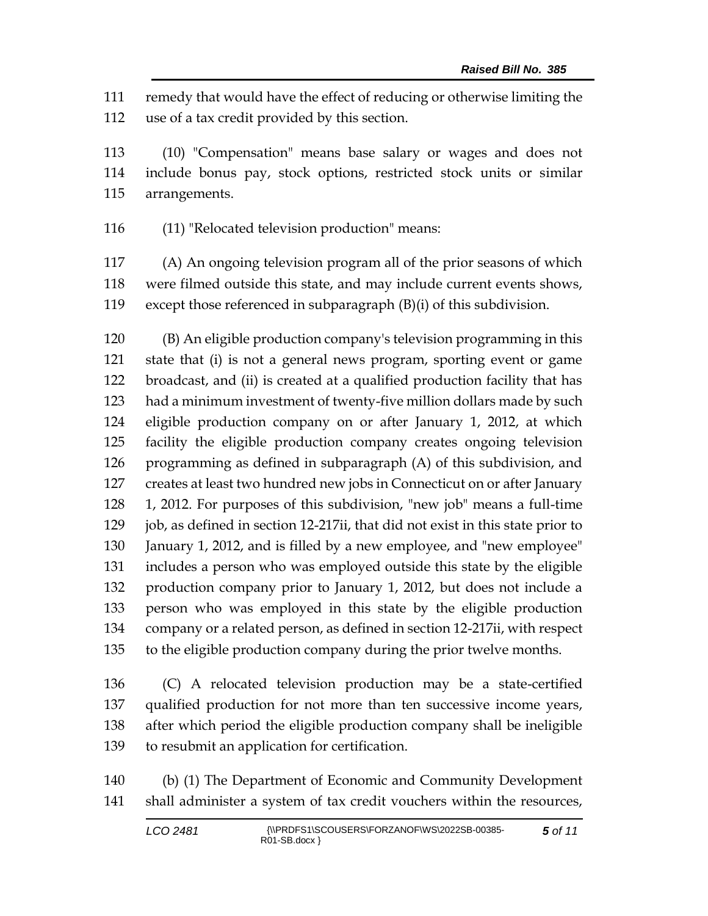remedy that would have the effect of reducing or otherwise limiting the use of a tax credit provided by this section.

(10) "Compensation" means base salary or wages and does not include bonus pay, stock options, restricted stock units or similar arrangements.

(11) "Relocated television production" means:

(A) An ongoing television program all of the prior seasons of which were filmed outside this state, and may include current events shows, except those referenced in subparagraph (B)(i) of this subdivision.

(B) An eligible production company's television programming in this state that (i) is not a general news program, sporting event or game broadcast, and (ii) is created at a qualified production facility that has had a minimum investment of twenty-five million dollars made by such eligible production company on or after January 1, 2012, at which facility the eligible production company creates ongoing television programming as defined in subparagraph (A) of this subdivision, and creates at least two hundred new jobs in Connecticut on or after January 1, 2012. For purposes of this subdivision, "new job" means a full-time job, as defined in section 12-217ii, that did not exist in this state prior to January 1, 2012, and is filled by a new employee, and "new employee" includes a person who was employed outside this state by the eligible production company prior to January 1, 2012, but does not include a person who was employed in this state by the eligible production company or a related person, as defined in section 12-217ii, with respect to the eligible production company during the prior twelve months.

(C) A relocated television production may be a state-certified qualified production for not more than ten successive income years, after which period the eligible production company shall be ineligible to resubmit an application for certification.

(b) (1) The Department of Economic and Community Development shall administer a system of tax credit vouchers within the resources,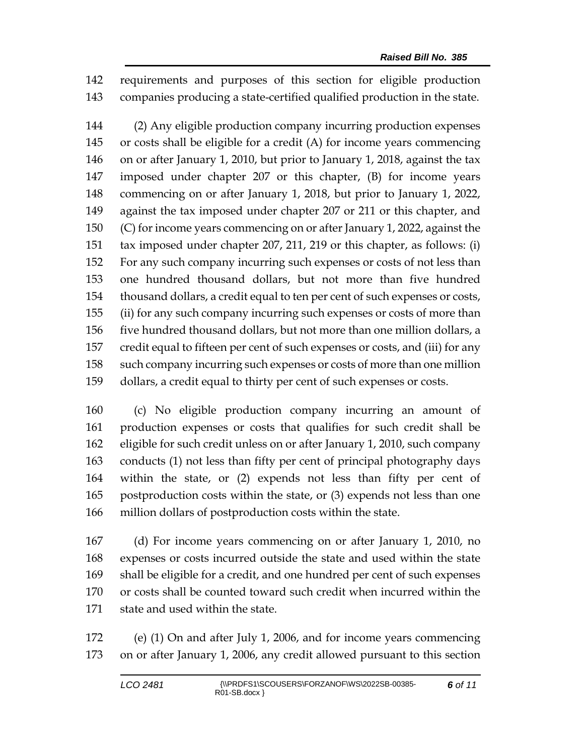requirements and purposes of this section for eligible production companies producing a state-certified qualified production in the state.

(2) Any eligible production company incurring production expenses or costs shall be eligible for a credit (A) for income years commencing on or after January 1, 2010, but prior to January 1, 2018, against the tax imposed under chapter 207 or this chapter, (B) for income years commencing on or after January 1, 2018, but prior to January 1, 2022, against the tax imposed under chapter 207 or 211 or this chapter, and (C) for income years commencing on or after January 1, 2022, against the tax imposed under chapter 207, 211, 219 or this chapter, as follows: (i) For any such company incurring such expenses or costs of not less than one hundred thousand dollars, but not more than five hundred thousand dollars, a credit equal to ten per cent of such expenses or costs, (ii) for any such company incurring such expenses or costs of more than five hundred thousand dollars, but not more than one million dollars, a credit equal to fifteen per cent of such expenses or costs, and (iii) for any such company incurring such expenses or costs of more than one million dollars, a credit equal to thirty per cent of such expenses or costs.

(c) No eligible production company incurring an amount of production expenses or costs that qualifies for such credit shall be eligible for such credit unless on or after January 1, 2010, such company conducts (1) not less than fifty per cent of principal photography days within the state, or (2) expends not less than fifty per cent of postproduction costs within the state, or (3) expends not less than one million dollars of postproduction costs within the state.

(d) For income years commencing on or after January 1, 2010, no expenses or costs incurred outside the state and used within the state shall be eligible for a credit, and one hundred per cent of such expenses or costs shall be counted toward such credit when incurred within the state and used within the state.

(e) (1) On and after July 1, 2006, and for income years commencing on or after January 1, 2006, any credit allowed pursuant to this section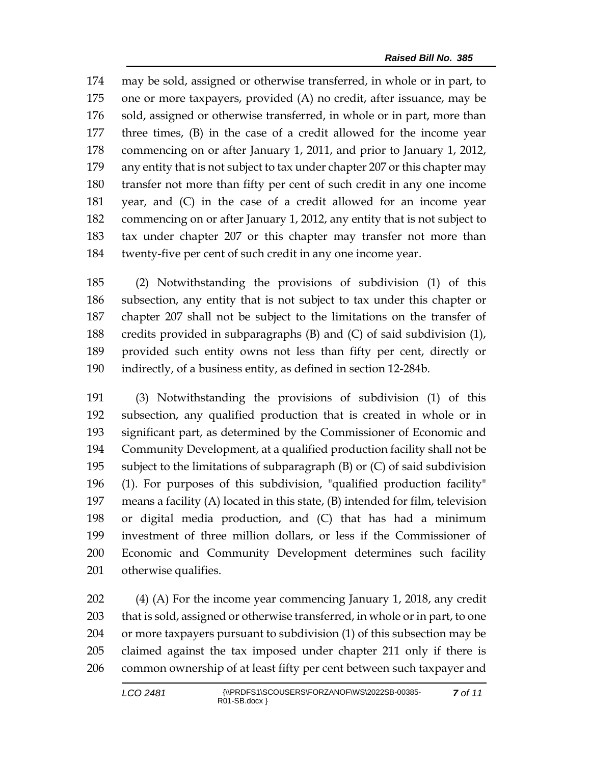174 may be sold, assigned or otherwise transferred, in whole or in part, to
175 one or more taxpayers, provided (A) no credit, after issuance, may be
176 sold, assigned or otherwise transferred, in whole or in part, more than
177 three times, (B) in the case of a credit allowed for the income year
178 commencing on or after January 1, 2011, and prior to January 1, 2012,
179 any entity that is not subject to tax under chapter 207 or this chapter may
180 transfer not more than fifty per cent of such credit in any one income
181 year, and (C) in the case of a credit allowed for an income year
182 commencing on or after January 1, 2012, any entity that is not subject to
183 tax under chapter 207 or this chapter may transfer not more than
184 twenty-five per cent of such credit in any one income year.

185 (2) Notwithstanding the provisions of subdivision (1) of this
186 subsection, any entity that is not subject to tax under this chapter or
187 chapter 207 shall not be subject to the limitations on the transfer of
188 credits provided in subparagraphs (B) and (C) of said subdivision (1),
189 provided such entity owns not less than fifty per cent, directly or
190 indirectly, of a business entity, as defined in section 12-284b.

191 (3) Notwithstanding the provisions of subdivision (1) of this
192 subsection, any qualified production that is created in whole or in
193 significant part, as determined by the Commissioner of Economic and
194 Community Development, at a qualified production facility shall not be
195 subject to the limitations of subparagraph (B) or (C) of said subdivision
196 (1). For purposes of this subdivision, "qualified production facility"
197 means a facility (A) located in this state, (B) intended for film, television
198 or digital media production, and (C) that has had a minimum
199 investment of three million dollars, or less if the Commissioner of
200 Economic and Community Development determines such facility
201 otherwise qualifies.

202 (4) (A) For the income year commencing January 1, 2018, any credit
203 that is sold, assigned or otherwise transferred, in whole or in part, to one
204 or more taxpayers pursuant to subdivision (1) of this subsection may be
205 claimed against the tax imposed under chapter 211 only if there is
206 common ownership of at least fifty per cent between such taxpayer and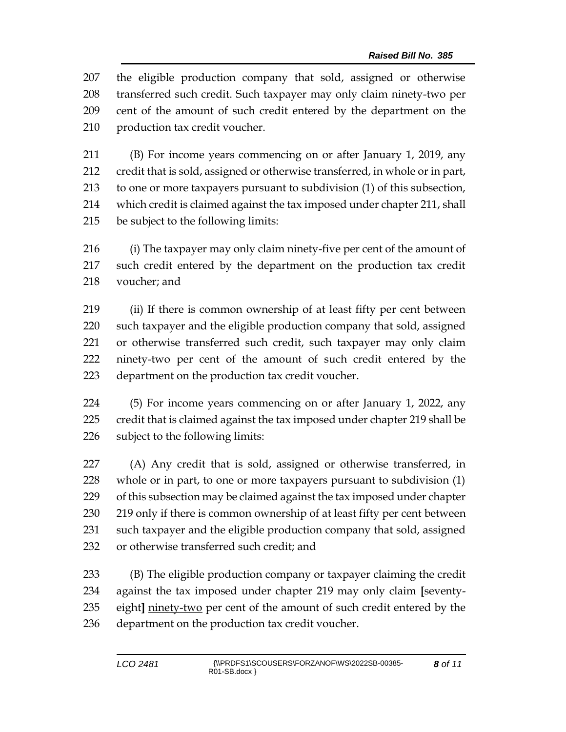207 the eligible production company that sold, assigned or otherwise
208 transferred such credit. Such taxpayer may only claim ninety-two per
209 cent of the amount of such credit entered by the department on the
210 production tax credit voucher.

211 (B) For income years commencing on or after January 1, 2019, any
212 credit that is sold, assigned or otherwise transferred, in whole or in part,
213 to one or more taxpayers pursuant to subdivision (1) of this subsection,
214 which credit is claimed against the tax imposed under chapter 211, shall
215 be subject to the following limits:

216 (i) The taxpayer may only claim ninety-five per cent of the amount of
217 such credit entered by the department on the production tax credit
218 voucher; and

219 (ii) If there is common ownership of at least fifty per cent between
220 such taxpayer and the eligible production company that sold, assigned
221 or otherwise transferred such credit, such taxpayer may only claim
222 ninety-two per cent of the amount of such credit entered by the
223 department on the production tax credit voucher.

224 (5) For income years commencing on or after January 1, 2022, any
225 credit that is claimed against the tax imposed under chapter 219 shall be
226 subject to the following limits:

227 (A) Any credit that is sold, assigned or otherwise transferred, in
228 whole or in part, to one or more taxpayers pursuant to subdivision (1)
229 of this subsection may be claimed against the tax imposed under chapter
230 219 only if there is common ownership of at least fifty per cent between
231 such taxpayer and the eligible production company that sold, assigned
232 or otherwise transferred such credit; and

233 (B) The eligible production company or taxpayer claiming the credit
234 against the tax imposed under chapter 219 may only claim **[**seventy-
235 eight**]** <u>ninety-two</u> per cent of the amount of such credit entered by the
236 department on the production tax credit voucher.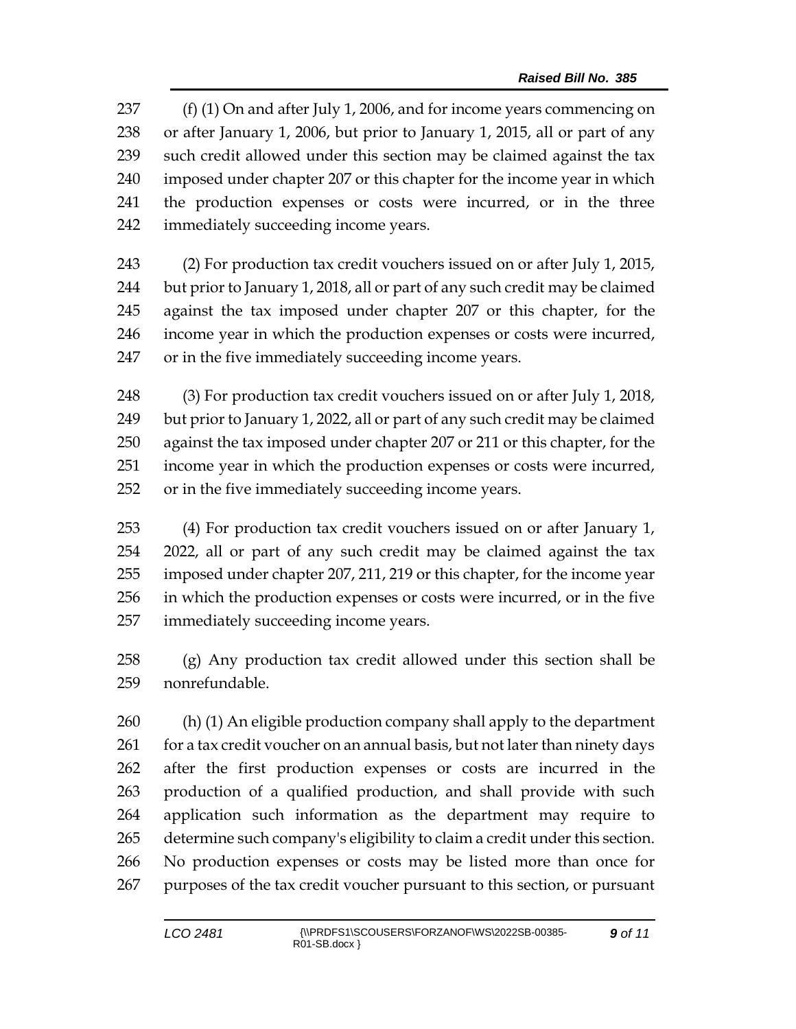(f) (1) On and after July 1, 2006, and for income years commencing on or after January 1, 2006, but prior to January 1, 2015, all or part of any such credit allowed under this section may be claimed against the tax imposed under chapter 207 or this chapter for the income year in which the production expenses or costs were incurred, or in the three immediately succeeding income years.

(2) For production tax credit vouchers issued on or after July 1, 2015, but prior to January 1, 2018, all or part of any such credit may be claimed against the tax imposed under chapter 207 or this chapter, for the income year in which the production expenses or costs were incurred, or in the five immediately succeeding income years.

(3) For production tax credit vouchers issued on or after July 1, 2018, but prior to January 1, 2022, all or part of any such credit may be claimed against the tax imposed under chapter 207 or 211 or this chapter, for the income year in which the production expenses or costs were incurred, or in the five immediately succeeding income years.

(4) For production tax credit vouchers issued on or after January 1, 2022, all or part of any such credit may be claimed against the tax imposed under chapter 207, 211, 219 or this chapter, for the income year in which the production expenses or costs were incurred, or in the five immediately succeeding income years.

(g) Any production tax credit allowed under this section shall be nonrefundable.

(h) (1) An eligible production company shall apply to the department for a tax credit voucher on an annual basis, but not later than ninety days after the first production expenses or costs are incurred in the production of a qualified production, and shall provide with such application such information as the department may require to determine such company's eligibility to claim a credit under this section. No production expenses or costs may be listed more than once for purposes of the tax credit voucher pursuant to this section, or pursuant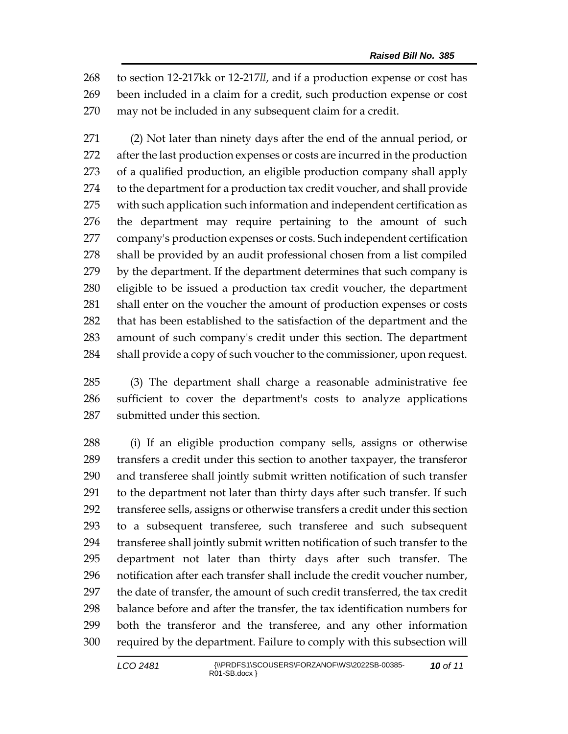268 to section 12-217kk or 12-217*ll*, and if a production expense or cost has
269 been included in a claim for a credit, such production expense or cost
270 may not be included in any subsequent claim for a credit.

271 (2) Not later than ninety days after the end of the annual period, or
272 after the last production expenses or costs are incurred in the production
273 of a qualified production, an eligible production company shall apply
274 to the department for a production tax credit voucher, and shall provide
275 with such application such information and independent certification as
276 the department may require pertaining to the amount of such
277 company's production expenses or costs. Such independent certification
278 shall be provided by an audit professional chosen from a list compiled
279 by the department. If the department determines that such company is
280 eligible to be issued a production tax credit voucher, the department
281 shall enter on the voucher the amount of production expenses or costs
282 that has been established to the satisfaction of the department and the
283 amount of such company's credit under this section. The department
284 shall provide a copy of such voucher to the commissioner, upon request.

285 (3) The department shall charge a reasonable administrative fee
286 sufficient to cover the department's costs to analyze applications
287 submitted under this section.

288 (i) If an eligible production company sells, assigns or otherwise
289 transfers a credit under this section to another taxpayer, the transferor
290 and transferee shall jointly submit written notification of such transfer
291 to the department not later than thirty days after such transfer. If such
292 transferee sells, assigns or otherwise transfers a credit under this section
293 to a subsequent transferee, such transferee and such subsequent
294 transferee shall jointly submit written notification of such transfer to the
295 department not later than thirty days after such transfer. The
296 notification after each transfer shall include the credit voucher number,
297 the date of transfer, the amount of such credit transferred, the tax credit
298 balance before and after the transfer, the tax identification numbers for
299 both the transferor and the transferee, and any other information
300 required by the department. Failure to comply with this subsection will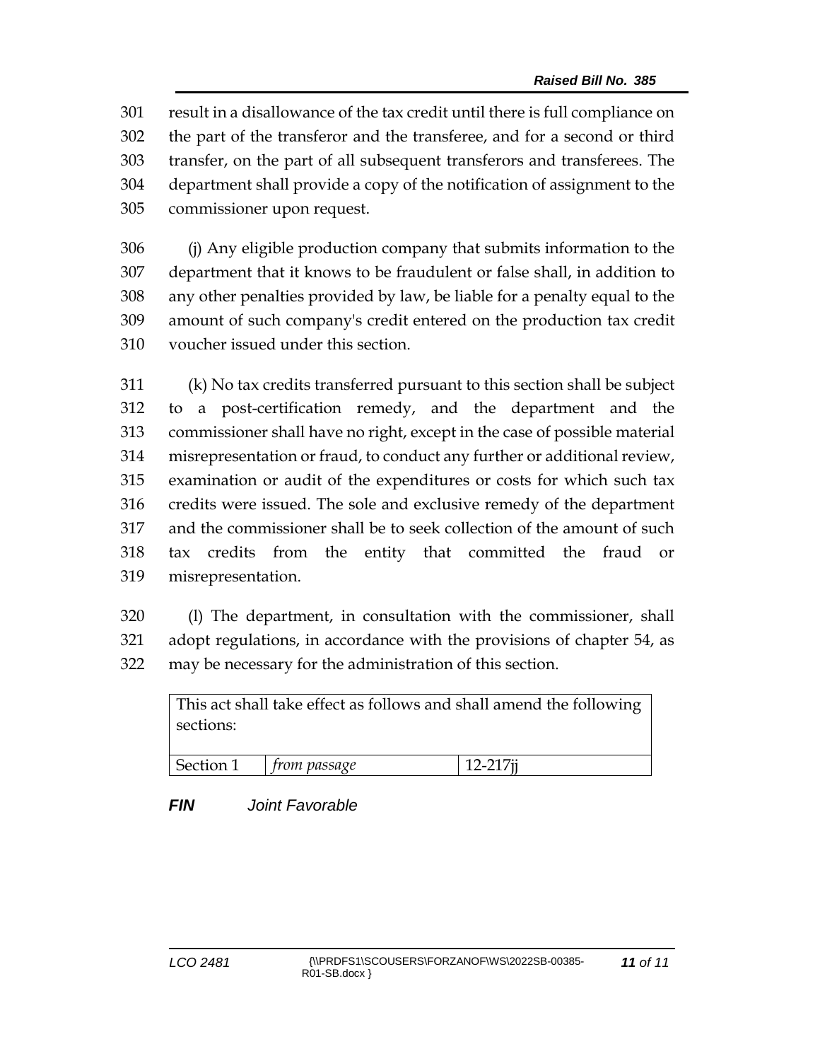result in a disallowance of the tax credit until there is full compliance on the part of the transferor and the transferee, and for a second or third transfer, on the part of all subsequent transferors and transferees. The department shall provide a copy of the notification of assignment to the commissioner upon request.

(j) Any eligible production company that submits information to the department that it knows to be fraudulent or false shall, in addition to any other penalties provided by law, be liable for a penalty equal to the amount of such company's credit entered on the production tax credit voucher issued under this section.

(k) No tax credits transferred pursuant to this section shall be subject to a post-certification remedy, and the department and the commissioner shall have no right, except in the case of possible material misrepresentation or fraud, to conduct any further or additional review, examination or audit of the expenditures or costs for which such tax credits were issued. The sole and exclusive remedy of the department and the commissioner shall be to seek collection of the amount of such tax credits from the entity that committed the fraud or misrepresentation.

(l) The department, in consultation with the commissioner, shall adopt regulations, in accordance with the provisions of chapter 54, as may be necessary for the administration of this section.

| This act shall take effect as follows and shall amend the following sections: | | |
|---|---|---|
| Section 1 | *from passage* | 12-217jj |

***FIN*** *Joint Favorable*